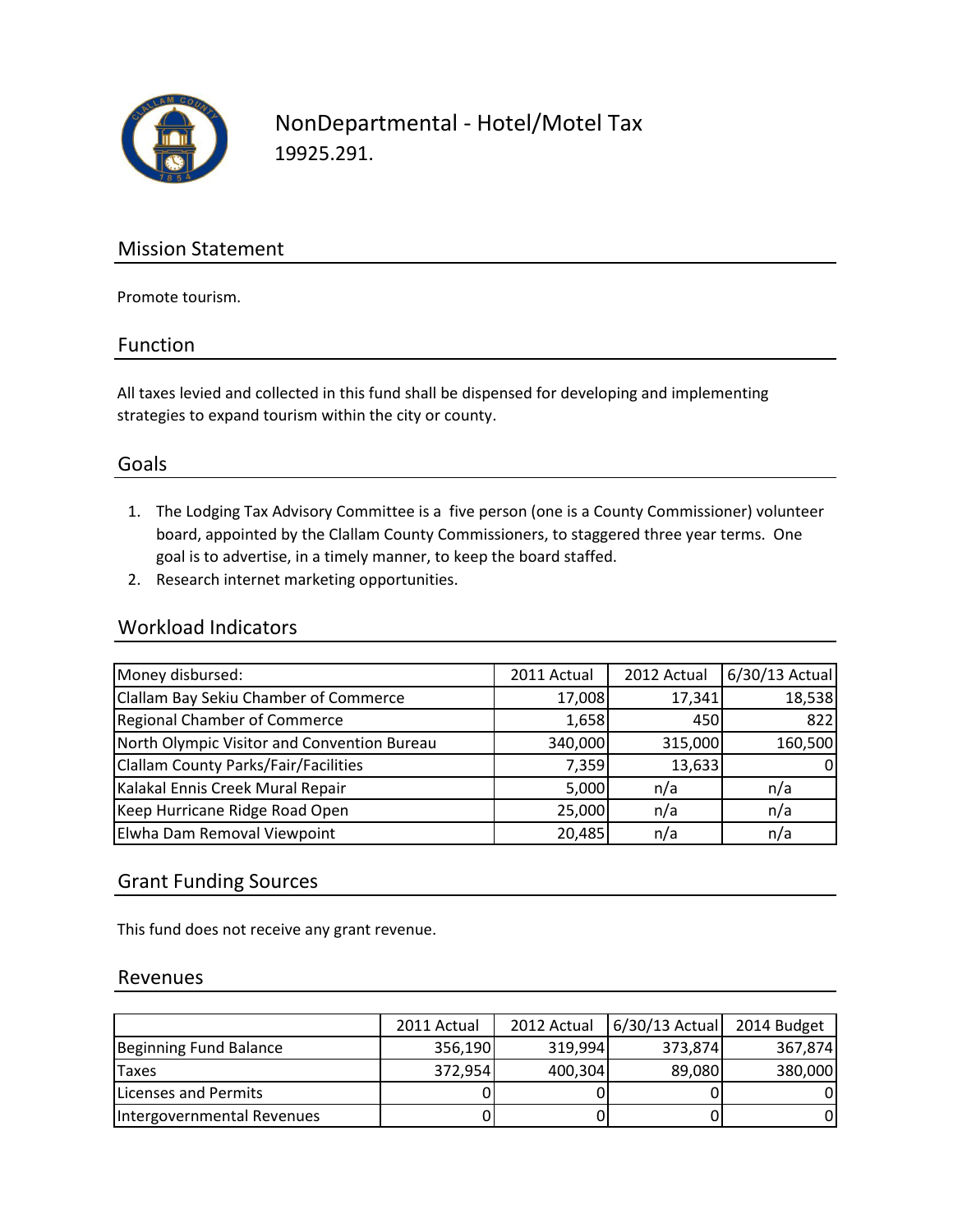# NonDepartmental - Hotel/Motel Tax

19925.291.

## Mission Statement

Promote tourism.

## Function

All taxes levied and collected in this fund shall be dispensed for developing and implementing strategies to expand tourism within the city or county.

## Goals

1. The Lodging Tax Advisory Committee is a five person (one is a County Commissioner) volunteer board, appointed by the Clallam County Commissioners, to staggered three year terms. One goal is to advertise, in a timely manner, to keep the board staffed.
2. Research internet marketing opportunities.

## Workload Indicators

| Money disbursed: | 2011 Actual | 2012 Actual | 6/30/13 Actual |
|---|---|---|---|
| Clallam Bay Sekiu Chamber of Commerce | 17,008 | 17,341 | 18,538 |
| Regional Chamber of Commerce | 1,658 | 450 | 822 |
| North Olympic Visitor and Convention Bureau | 340,000 | 315,000 | 160,500 |
| Clallam County Parks/Fair/Facilities | 7,359 | 13,633 | 0 |
| Kalakal Ennis Creek Mural Repair | 5,000 | n/a | n/a |
| Keep Hurricane Ridge Road Open | 25,000 | n/a | n/a |
| Elwha Dam Removal Viewpoint | 20,485 | n/a | n/a |

## Grant Funding Sources

This fund does not receive any grant revenue.

## Revenues

| | 2011 Actual | 2012 Actual | 6/30/13 Actual | 2014 Budget |
|---|---|---|---|---|
| Beginning Fund Balance | 356,190 | 319,994 | 373,874 | 367,874 |
| Taxes | 372,954 | 400,304 | 89,080 | 380,000 |
| Licenses and Permits | 0 | 0 | 0 | 0 |
| Intergovernmental Revenues | 0 | 0 | 0 | 0 |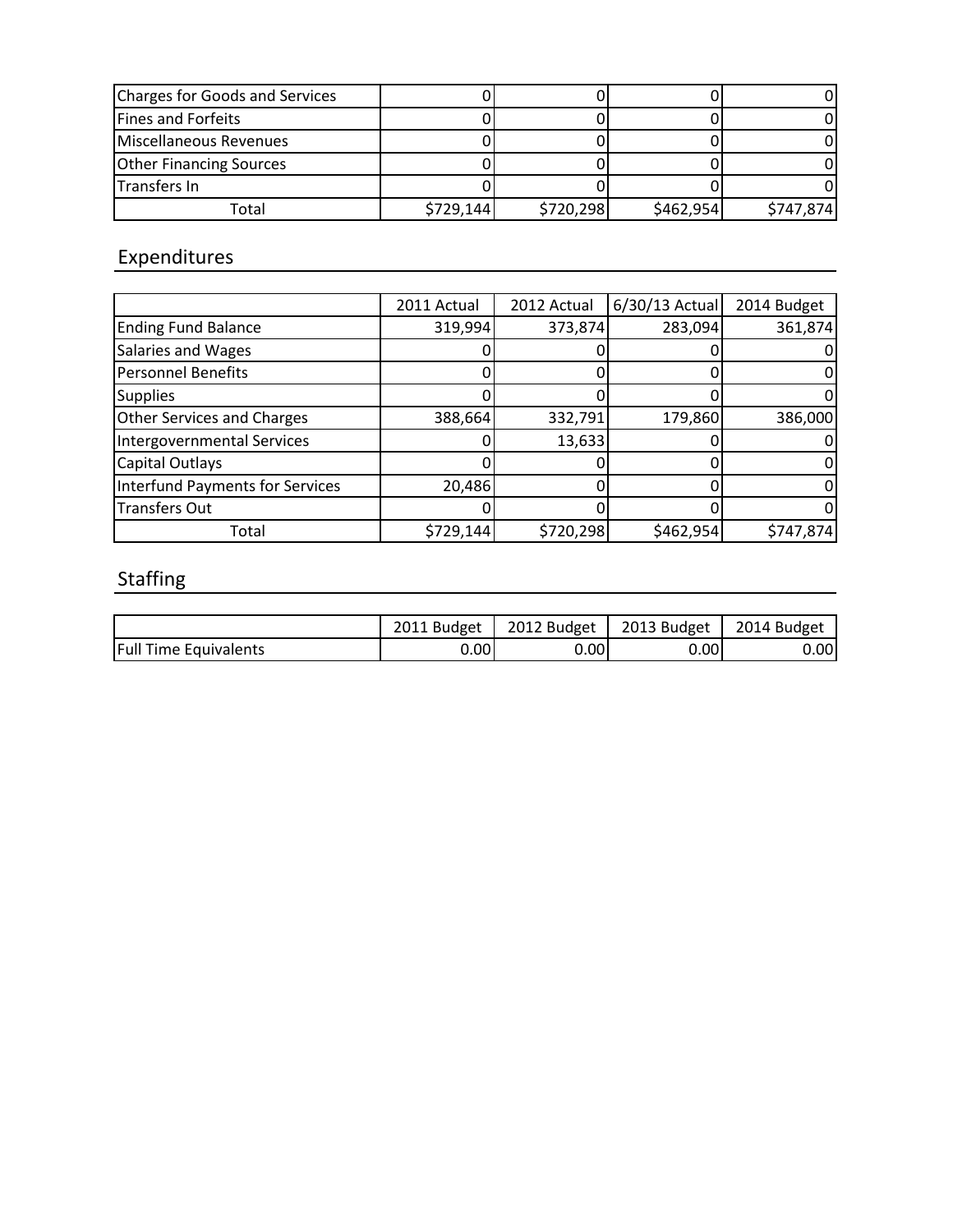| | | | | |
|---|---|---|---|---|
| Charges for Goods and Services | 0 | 0 | 0 | 0 |
| Fines and Forfeits | 0 | 0 | 0 | 0 |
| Miscellaneous Revenues | 0 | 0 | 0 | 0 |
| Other Financing Sources | 0 | 0 | 0 | 0 |
| Transfers In | 0 | 0 | 0 | 0 |
| Total | $729,144 | $720,298 | $462,954 | $747,874 |

## Expenditures

| | 2011 Actual | 2012 Actual | 6/30/13 Actual | 2014 Budget |
|---|---|---|---|---|
| Ending Fund Balance | 319,994 | 373,874 | 283,094 | 361,874 |
| Salaries and Wages | 0 | 0 | 0 | 0 |
| Personnel Benefits | 0 | 0 | 0 | 0 |
| Supplies | 0 | 0 | 0 | 0 |
| Other Services and Charges | 388,664 | 332,791 | 179,860 | 386,000 |
| Intergovernmental Services | 0 | 13,633 | 0 | 0 |
| Capital Outlays | 0 | 0 | 0 | 0 |
| Interfund Payments for Services | 20,486 | 0 | 0 | 0 |
| Transfers Out | 0 | 0 | 0 | 0 |
| Total | $729,144 | $720,298 | $462,954 | $747,874 |

## Staffing

| | 2011 Budget | 2012 Budget | 2013 Budget | 2014 Budget |
|---|---|---|---|---|
| Full Time Equivalents | 0.00 | 0.00 | 0.00 | 0.00 |